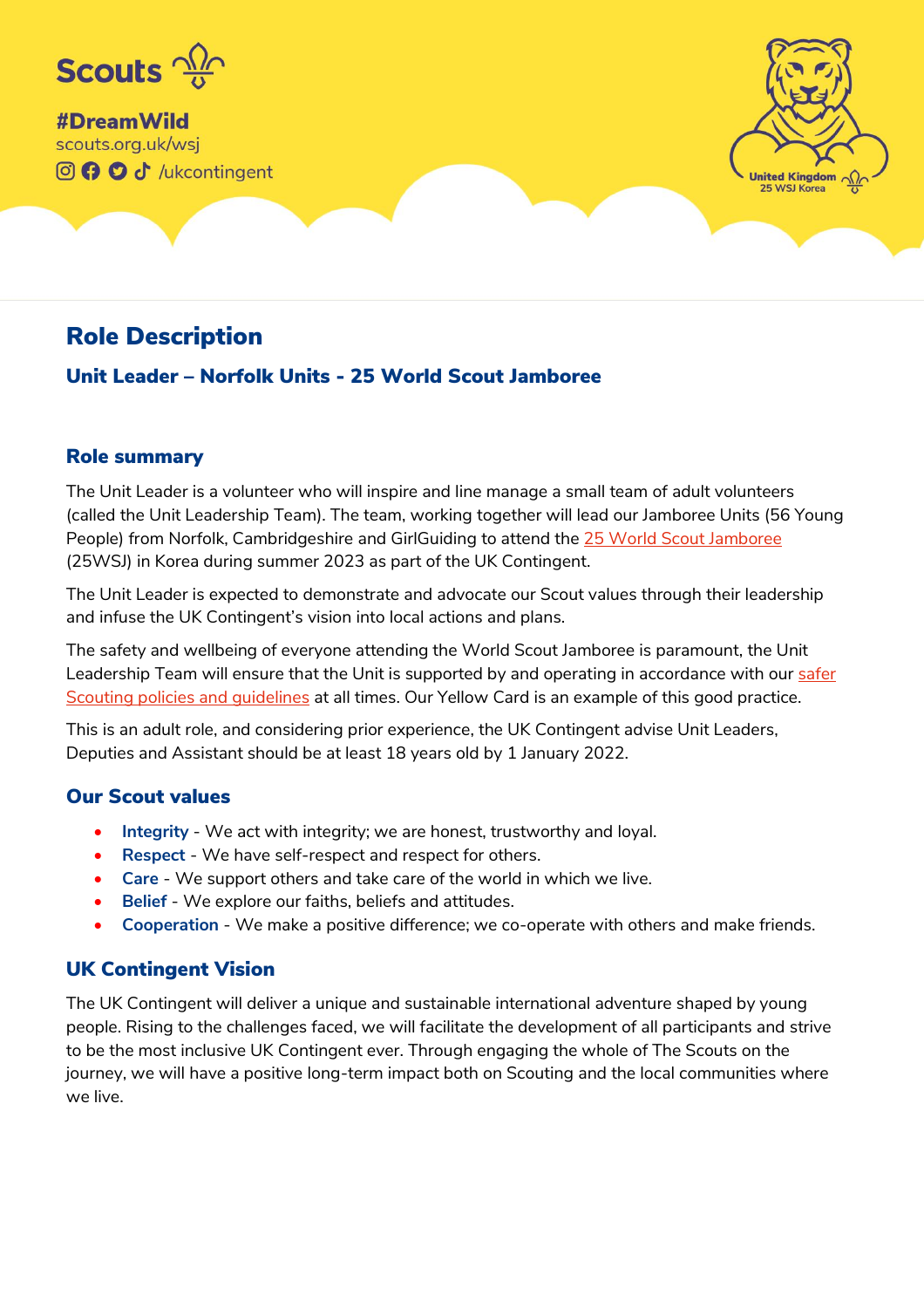Scouts

**#DreamWild**
scouts.org.uk/wsj
/ukcontingent

United Kingdom
25 WSJ Korea

# Role Description

## Unit Leader – Norfolk Units - 25 World Scout Jamboree

### Role summary

The Unit Leader is a volunteer who will inspire and line manage a small team of adult volunteers (called the Unit Leadership Team). The team, working together will lead our Jamboree Units (56 Young People) from Norfolk, Cambridgeshire and GirlGuiding to attend the 25 World Scout Jamboree (25WSJ) in Korea during summer 2023 as part of the UK Contingent.

The Unit Leader is expected to demonstrate and advocate our Scout values through their leadership and infuse the UK Contingent's vision into local actions and plans.

The safety and wellbeing of everyone attending the World Scout Jamboree is paramount, the Unit Leadership Team will ensure that the Unit is supported by and operating in accordance with our safer Scouting policies and guidelines at all times. Our Yellow Card is an example of this good practice.

This is an adult role, and considering prior experience, the UK Contingent advise Unit Leaders, Deputies and Assistant should be at least 18 years old by 1 January 2022.

### Our Scout values

- **Integrity** - We act with integrity; we are honest, trustworthy and loyal.
- **Respect** - We have self-respect and respect for others.
- **Care** - We support others and take care of the world in which we live.
- **Belief** - We explore our faiths, beliefs and attitudes.
- **Cooperation** - We make a positive difference; we co-operate with others and make friends.

### UK Contingent Vision

The UK Contingent will deliver a unique and sustainable international adventure shaped by young people. Rising to the challenges faced, we will facilitate the development of all participants and strive to be the most inclusive UK Contingent ever. Through engaging the whole of The Scouts on the journey, we will have a positive long-term impact both on Scouting and the local communities where we live.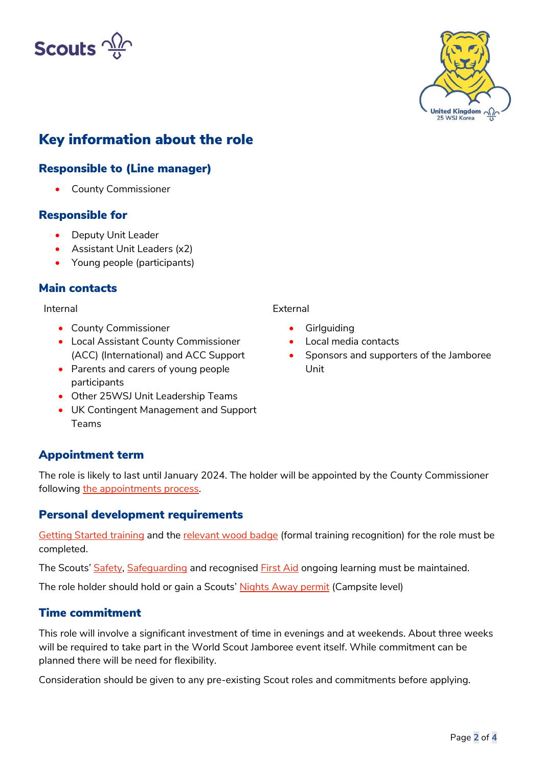## Key information about the role

### Responsible to (Line manager)

- County Commissioner

### Responsible for

- Deputy Unit Leader
- Assistant Unit Leaders (x2)
- Young people (participants)

### Main contacts

Internal

- County Commissioner
- Local Assistant County Commissioner (ACC) (International) and ACC Support
- Parents and carers of young people participants
- Other 25WSJ Unit Leadership Teams
- UK Contingent Management and Support Teams

External

- Girlguiding
- Local media contacts
- Sponsors and supporters of the Jamboree Unit

### Appointment term

The role is likely to last until January 2024. The holder will be appointed by the County Commissioner following the appointments process.

### Personal development requirements

Getting Started training and the relevant wood badge (formal training recognition) for the role must be completed.

The Scouts' Safety, Safeguarding and recognised First Aid ongoing learning must be maintained.

The role holder should hold or gain a Scouts' Nights Away permit (Campsite level)

### Time commitment

This role will involve a significant investment of time in evenings and at weekends. About three weeks will be required to take part in the World Scout Jamboree event itself. While commitment can be planned there will be need for flexibility.

Consideration should be given to any pre-existing Scout roles and commitments before applying.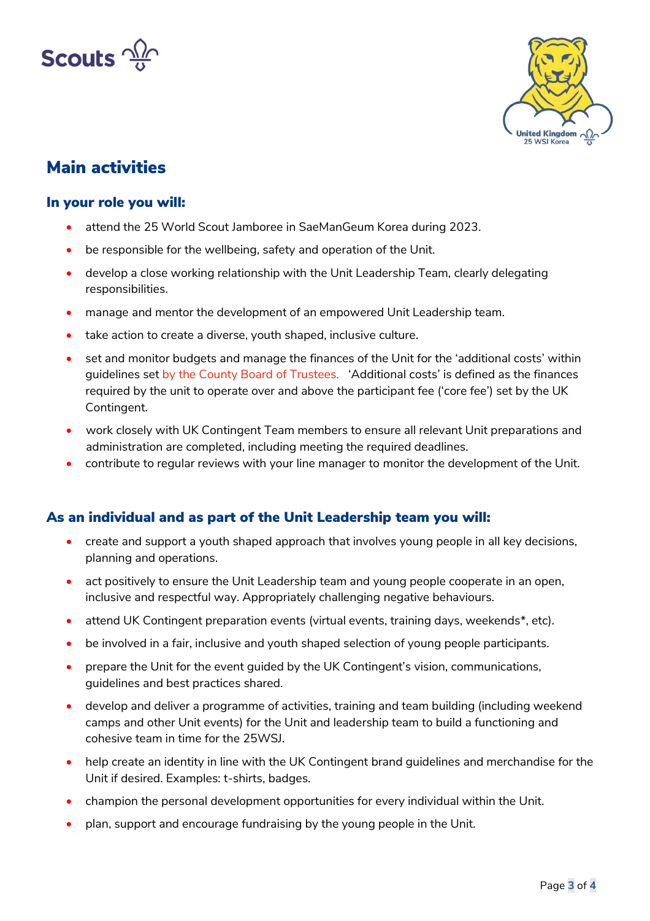## Main activities

### In your role you will:

- attend the 25 World Scout Jamboree in SaeManGeum Korea during 2023.
- be responsible for the wellbeing, safety and operation of the Unit.
- develop a close working relationship with the Unit Leadership Team, clearly delegating responsibilities.
- manage and mentor the development of an empowered Unit Leadership team.
- take action to create a diverse, youth shaped, inclusive culture.
- set and monitor budgets and manage the finances of the Unit for the 'additional costs' within guidelines set by the County Board of Trustees. 'Additional costs' is defined as the finances required by the unit to operate over and above the participant fee ('core fee') set by the UK Contingent.
- work closely with UK Contingent Team members to ensure all relevant Unit preparations and administration are completed, including meeting the required deadlines.
- contribute to regular reviews with your line manager to monitor the development of the Unit.

### As an individual and as part of the Unit Leadership team you will:

- create and support a youth shaped approach that involves young people in all key decisions, planning and operations.
- act positively to ensure the Unit Leadership team and young people cooperate in an open, inclusive and respectful way. Appropriately challenging negative behaviours.
- attend UK Contingent preparation events (virtual events, training days, weekends*, etc).
- be involved in a fair, inclusive and youth shaped selection of young people participants.
- prepare the Unit for the event guided by the UK Contingent's vision, communications, guidelines and best practices shared.
- develop and deliver a programme of activities, training and team building (including weekend camps and other Unit events) for the Unit and leadership team to build a functioning and cohesive team in time for the 25WSJ.
- help create an identity in line with the UK Contingent brand guidelines and merchandise for the Unit if desired. Examples: t-shirts, badges.
- champion the personal development opportunities for every individual within the Unit.
- plan, support and encourage fundraising by the young people in the Unit.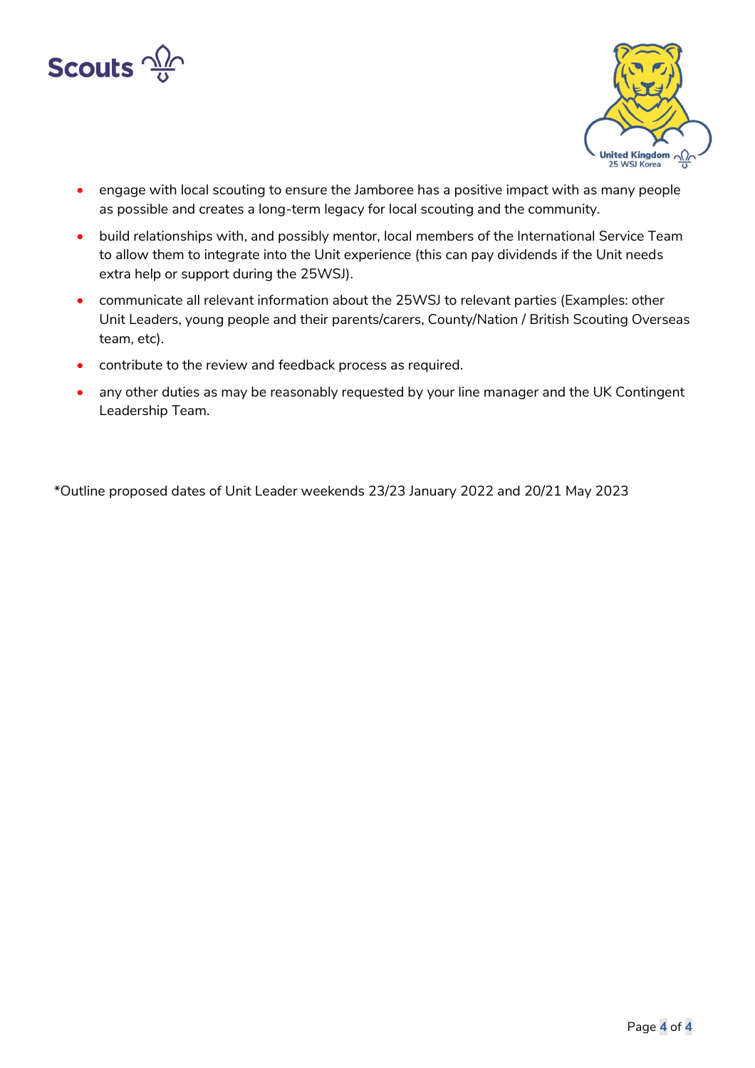- engage with local scouting to ensure the Jamboree has a positive impact with as many people as possible and creates a long-term legacy for local scouting and the community.
- build relationships with, and possibly mentor, local members of the International Service Team to allow them to integrate into the Unit experience (this can pay dividends if the Unit needs extra help or support during the 25WSJ).
- communicate all relevant information about the 25WSJ to relevant parties (Examples: other Unit Leaders, young people and their parents/carers, County/Nation / British Scouting Overseas team, etc).
- contribute to the review and feedback process as required.
- any other duties as may be reasonably requested by your line manager and the UK Contingent Leadership Team.

*Outline proposed dates of Unit Leader weekends 23/23 January 2022 and 20/21 May 2023